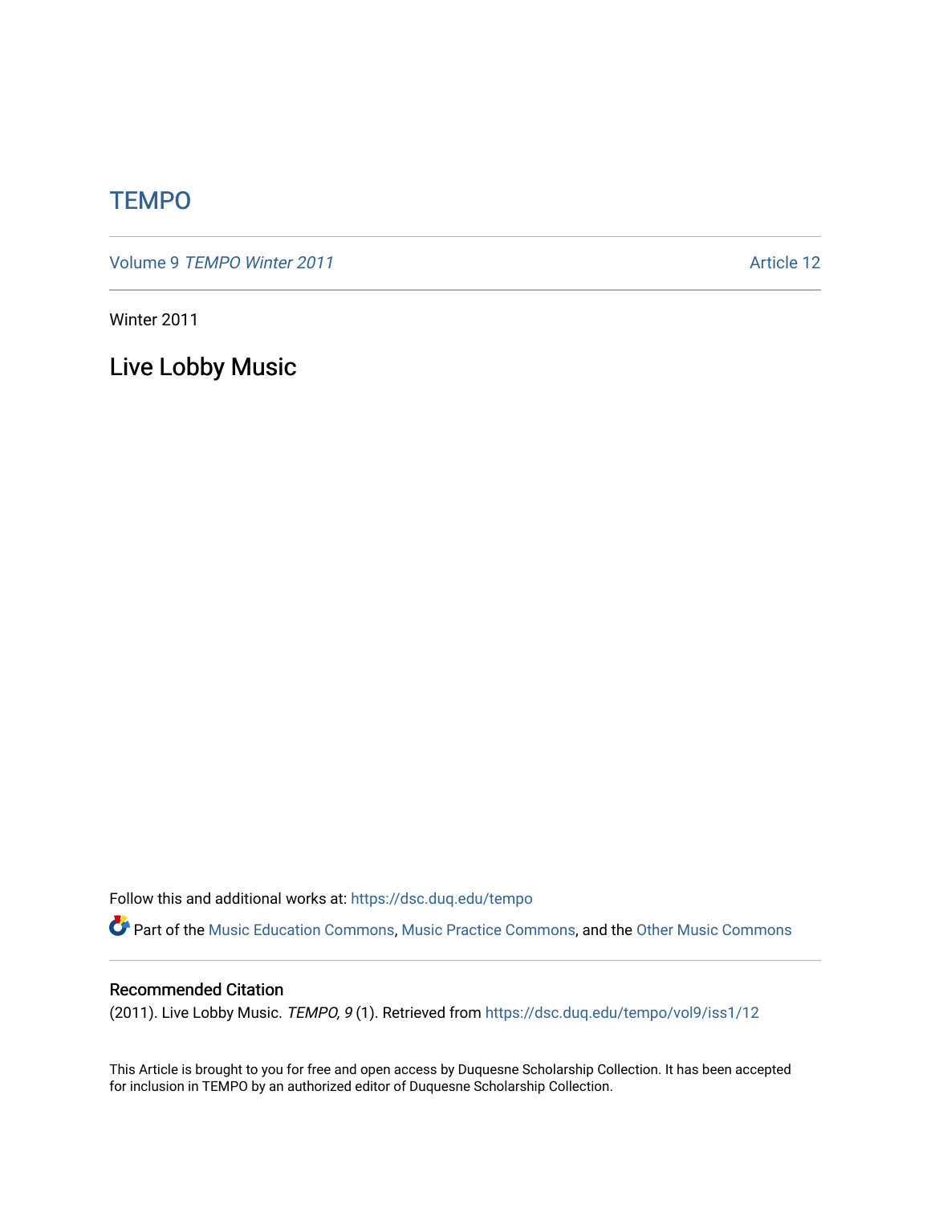# TEMPO

Volume 9 *TEMPO Winter 2011* Article 12

Winter 2011

## Live Lobby Music

Follow this and additional works at: https://dsc.duq.edu/tempo

Part of the Music Education Commons, Music Practice Commons, and the Other Music Commons

### Recommended Citation

(2011). Live Lobby Music. *TEMPO, 9* (1). Retrieved from https://dsc.duq.edu/tempo/vol9/iss1/12

This Article is brought to you for free and open access by Duquesne Scholarship Collection. It has been accepted for inclusion in TEMPO by an authorized editor of Duquesne Scholarship Collection.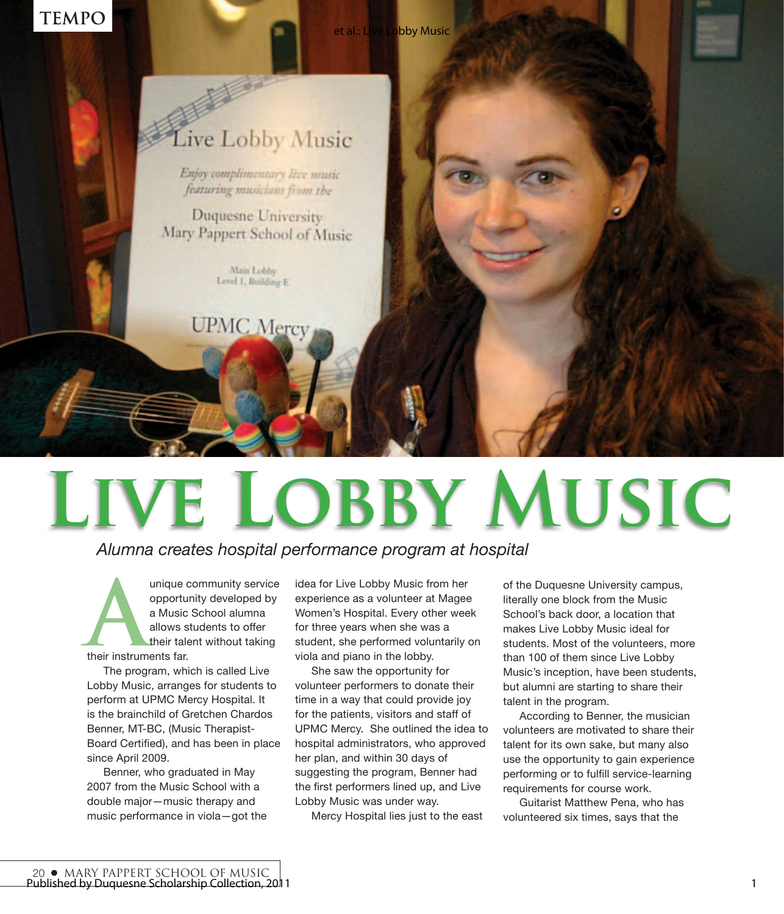# Live Lobby Music

*Alumna creates hospital performance program at hospital*

A unique community service opportunity developed by a Music School alumna allows students to offer their talent without taking their instruments far.

The program, which is called Live Lobby Music, arranges for students to perform at UPMC Mercy Hospital. It is the brainchild of Gretchen Chardos Benner, MT-BC, (Music Therapist-Board Certified), and has been in place since April 2009.

Benner, who graduated in May 2007 from the Music School with a double major—music therapy and music performance in viola—got the idea for Live Lobby Music from her experience as a volunteer at Magee Women's Hospital. Every other week for three years when she was a student, she performed voluntarily on viola and piano in the lobby.

She saw the opportunity for volunteer performers to donate their time in a way that could provide joy for the patients, visitors and staff of UPMC Mercy. She outlined the idea to hospital administrators, who approved her plan, and within 30 days of suggesting the program, Benner had the first performers lined up, and Live Lobby Music was under way.

Mercy Hospital lies just to the east of the Duquesne University campus, literally one block from the Music School's back door, a location that makes Live Lobby Music ideal for students. Most of the volunteers, more than 100 of them since Live Lobby Music's inception, have been students, but alumni are starting to share their talent in the program.

According to Benner, the musician volunteers are motivated to share their talent for its own sake, but many also use the opportunity to gain experience performing or to fulfill service-learning requirements for course work.

Guitarist Matthew Pena, who has volunteered six times, says that the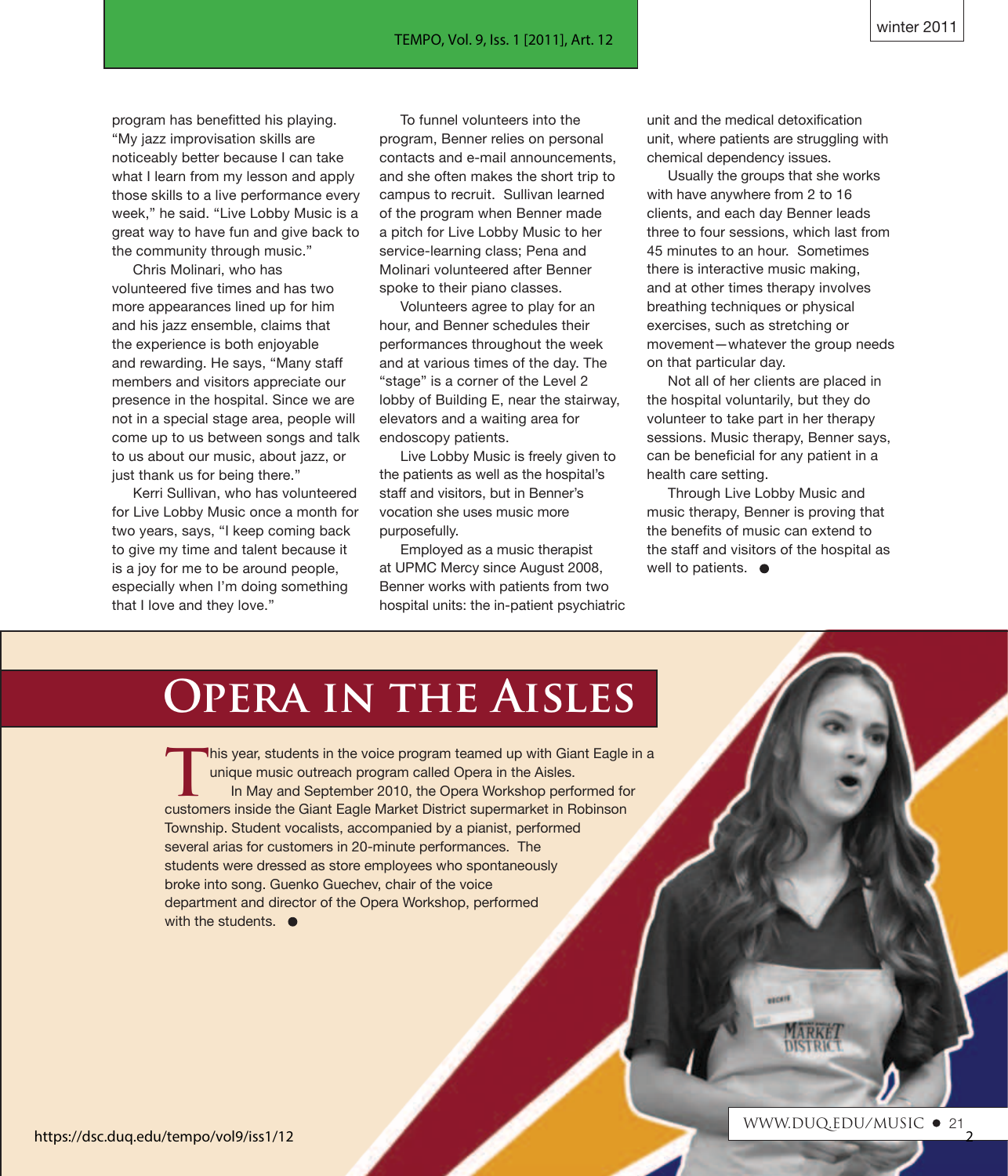program has benefitted his playing. "My jazz improvisation skills are noticeably better because I can take what I learn from my lesson and apply those skills to a live performance every week," he said. "Live Lobby Music is a great way to have fun and give back to the community through music."

Chris Molinari, who has volunteered five times and has two more appearances lined up for him and his jazz ensemble, claims that the experience is both enjoyable and rewarding. He says, "Many staff members and visitors appreciate our presence in the hospital. Since we are not in a special stage area, people will come up to us between songs and talk to us about our music, about jazz, or just thank us for being there."

Kerri Sullivan, who has volunteered for Live Lobby Music once a month for two years, says, "I keep coming back to give my time and talent because it is a joy for me to be around people, especially when I'm doing something that I love and they love."

To funnel volunteers into the program, Benner relies on personal contacts and e-mail announcements, and she often makes the short trip to campus to recruit. Sullivan learned of the program when Benner made a pitch for Live Lobby Music to her service-learning class; Pena and Molinari volunteered after Benner spoke to their piano classes.

Volunteers agree to play for an hour, and Benner schedules their performances throughout the week and at various times of the day. The "stage" is a corner of the Level 2 lobby of Building E, near the stairway, elevators and a waiting area for endoscopy patients.

Live Lobby Music is freely given to the patients as well as the hospital's staff and visitors, but in Benner's vocation she uses music more purposefully.

Employed as a music therapist at UPMC Mercy since August 2008, Benner works with patients from two hospital units: the in-patient psychiatric unit and the medical detoxification unit, where patients are struggling with chemical dependency issues.

Usually the groups that she works with have anywhere from 2 to 16 clients, and each day Benner leads three to four sessions, which last from 45 minutes to an hour. Sometimes there is interactive music making, and at other times therapy involves breathing techniques or physical exercises, such as stretching or movement—whatever the group needs on that particular day.

Not all of her clients are placed in the hospital voluntarily, but they do volunteer to take part in her therapy sessions. Music therapy, Benner says, can be beneficial for any patient in a health care setting.

Through Live Lobby Music and music therapy, Benner is proving that the benefits of music can extend to the staff and visitors of the hospital as well to patients. ●

# Opera in the Aisles

This year, students in the voice program teamed up with Giant Eagle in a unique music outreach program called Opera in the Aisles.

In May and September 2010, the Opera Workshop performed for customers inside the Giant Eagle Market District supermarket in Robinson Township. Student vocalists, accompanied by a pianist, performed several arias for customers in 20-minute performances. The students were dressed as store employees who spontaneously broke into song. Guenko Guechev, chair of the voice department and director of the Opera Workshop, performed with the students. ●